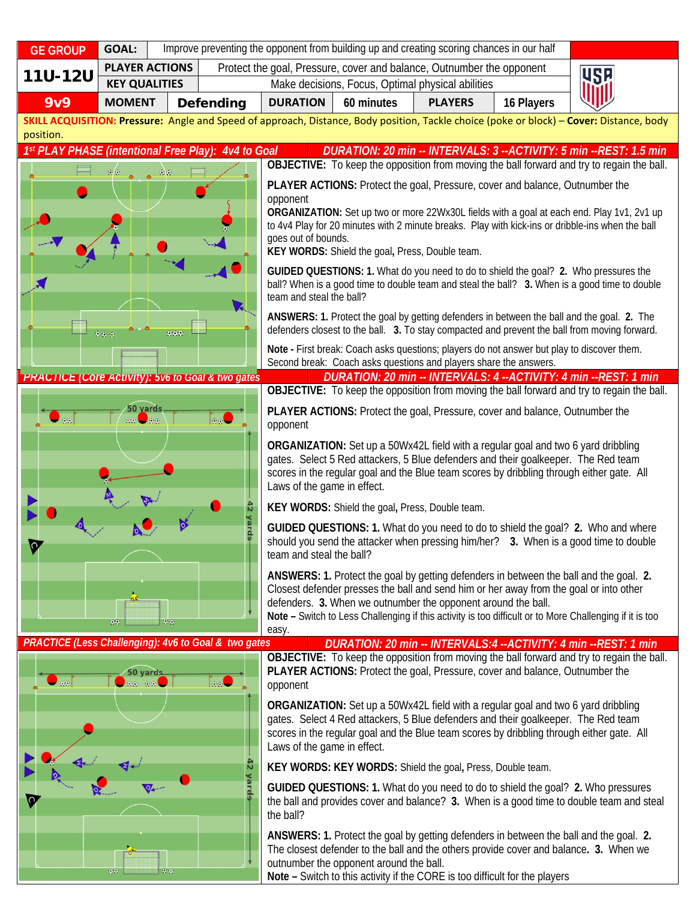| GE GROUP | GOAL: | Improve preventing the opponent from building up and creating scoring chances in our half | | | | |
|---|---|---|---|---|---|---|
| 11U-12U | PLAYER ACTIONS | Protect the goal, Pressure, cover and balance, Outnumber the opponent | | | | |
| | KEY QUALITIES | Make decisions, Focus, Optimal physical abilities | | | | |
| 9v9 | MOMENT | Defending | DURATION | 60 minutes | PLAYERS | 16 Players |

**SKILL ACQUISITION: Pressure:** Angle and Speed of approach, Distance, Body position, Tackle choice (poke or block) – **Cover:** Distance, body position.

## 1st PLAY PHASE (intentional Free Play): 4v4 to Goal

**DURATION: 20 min -- INTERVALS: 3 --ACTIVITY: 5 min --REST: 1.5 min**

**OBJECTIVE:** To keep the opposition from moving the ball forward and try to regain the ball.

**PLAYER ACTIONS:** Protect the goal, Pressure, cover and balance, Outnumber the opponent

**ORGANIZATION:** Set up two or more 22Wx30L fields with a goal at each end. Play 1v1, 2v1 up to 4v4 Play for 20 minutes with 2 minute breaks. Play with kick-ins or dribble-ins when the ball goes out of bounds.

**KEY WORDS:** Shield the goal**,** Press, Double team.

**GUIDED QUESTIONS: 1.** What do you need to do to shield the goal? **2.** Who pressures the ball? When is a good time to double team and steal the ball? **3.** When is a good time to double team and steal the ball?

**ANSWERS: 1.** Protect the goal by getting defenders in between the ball and the goal. **2.** The defenders closest to the ball. **3.** To stay compacted and prevent the ball from moving forward.

**Note -** First break: Coach asks questions; players do not answer but play to discover them. Second break: Coach asks questions and players share the answers.

## PRACTICE (Core Activity): 5v6 to Goal & two gates

**DURATION: 20 min -- INTERVALS: 4 --ACTIVITY: 4 min --REST: 1 min**

**OBJECTIVE:** To keep the opposition from moving the ball forward and try to regain the ball.

**PLAYER ACTIONS:** Protect the goal, Pressure, cover and balance, Outnumber the opponent

**ORGANIZATION:** Set up a 50Wx42L field with a regular goal and two 6 yard dribbling gates. Select 5 Red attackers, 5 Blue defenders and their goalkeeper. The Red team scores in the regular goal and the Blue team scores by dribbling through either gate. All Laws of the game in effect.

**KEY WORDS:** Shield the goal**,** Press, Double team.

**GUIDED QUESTIONS: 1.** What do you need to do to shield the goal? **2.** Who and where should you send the attacker when pressing him/her? **3.** When is a good time to double team and steal the ball?

**ANSWERS: 1.** Protect the goal by getting defenders in between the ball and the goal. **2.** Closest defender presses the ball and send him or her away from the goal or into other defenders. **3.** When we outnumber the opponent around the ball.

**Note –** Switch to Less Challenging if this activity is too difficult or to More Challenging if it is too easy.

## PRACTICE (Less Challenging): 4v6 to Goal & two gates

**DURATION: 20 min -- INTERVALS:4 --ACTIVITY: 4 min --REST: 1 min**

**OBJECTIVE:** To keep the opposition from moving the ball forward and try to regain the ball.

**PLAYER ACTIONS:** Protect the goal, Pressure, cover and balance, Outnumber the opponent

**ORGANIZATION:** Set up a 50Wx42L field with a regular goal and two 6 yard dribbling gates. Select 4 Red attackers, 5 Blue defenders and their goalkeeper. The Red team scores in the regular goal and the Blue team scores by dribbling through either gate. All Laws of the game in effect.

**KEY WORDS: KEY WORDS:** Shield the goal**,** Press, Double team.

**GUIDED QUESTIONS: 1.** What do you need to do to shield the goal? **2.** Who pressures the ball and provides cover and balance? **3.** When is a good time to double team and steal the ball?

**ANSWERS: 1.** Protect the goal by getting defenders in between the ball and the goal. **2.** The closest defender to the ball and the others provide cover and balance**. 3.** When we outnumber the opponent around the ball.

**Note –** Switch to this activity if the CORE is too difficult for the players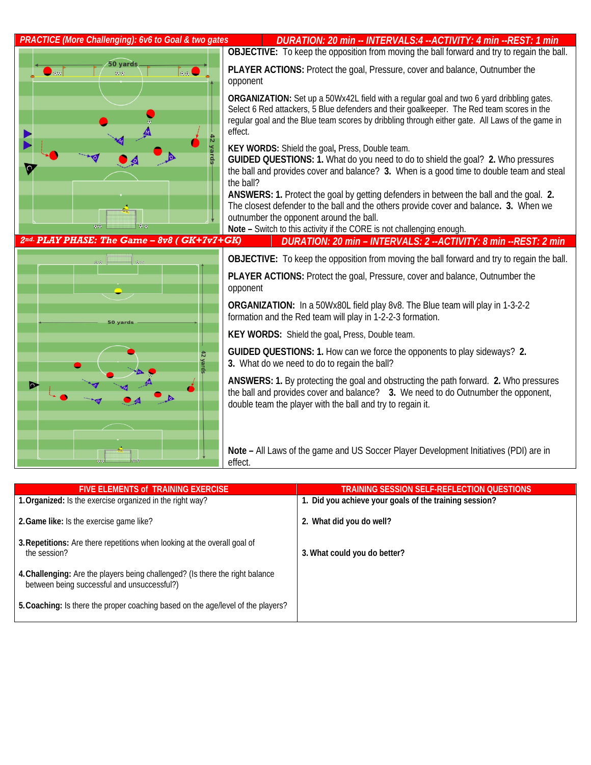## PRACTICE (More Challenging): 6v6 to Goal & two gates

**DURATION: 20 min -- INTERVALS:4 --ACTIVITY: 4 min --REST: 1 min**

50 yards

42 yards

**OBJECTIVE:** To keep the opposition from moving the ball forward and try to regain the ball.

**PLAYER ACTIONS:** Protect the goal, Pressure, cover and balance, Outnumber the opponent

**ORGANIZATION:** Set up a 50Wx42L field with a regular goal and two 6 yard dribbling gates. Select 6 Red attackers, 5 Blue defenders and their goalkeeper. The Red team scores in the regular goal and the Blue team scores by dribbling through either gate. All Laws of the game in effect.

**KEY WORDS:** Shield the goal**,** Press, Double team.

**GUIDED QUESTIONS: 1.** What do you need to do to shield the goal? **2.** Who pressures the ball and provides cover and balance? **3.** When is a good time to double team and steal the ball?

**ANSWERS: 1.** Protect the goal by getting defenders in between the ball and the goal. **2.** The closest defender to the ball and the others provide cover and balance**. 3.** When we outnumber the opponent around the ball.

**Note –** Switch to this activity if the CORE is not challenging enough.

## 2nd. PLAY PHASE: The Game – 8v8 ( GK+7v7+GK)

**DURATION: 20 min – INTERVALS: 2 --ACTIVITY: 8 min --REST: 2 min**

50 yards

42 yards

**OBJECTIVE:** To keep the opposition from moving the ball forward and try to regain the ball.

**PLAYER ACTIONS:** Protect the goal, Pressure, cover and balance, Outnumber the opponent

**ORGANIZATION:** In a 50Wx80L field play 8v8. The Blue team will play in 1-3-2-2 formation and the Red team will play in 1-2-2-3 formation.

**KEY WORDS:** Shield the goal**,** Press, Double team.

**GUIDED QUESTIONS: 1.** How can we force the opponents to play sideways? **2.** **3.** What do we need to do to regain the ball?

**ANSWERS: 1.** By protecting the goal and obstructing the path forward. **2.** Who pressures the ball and provides cover and balance? **3.** We need to do Outnumber the opponent, double team the player with the ball and try to regain it.

**Note –** All Laws of the game and US Soccer Player Development Initiatives (PDI) are in effect.

| FIVE ELEMENTS of TRAINING EXERCISE | TRAINING SESSION SELF-REFLECTION QUESTIONS |
|---|---|
| **1. Organized:** Is the exercise organized in the right way? | **1. Did you achieve your goals of the training session?** |
| **2. Game like:** Is the exercise game like? | **2. What did you do well?** |
| **3. Repetitions:** Are there repetitions when looking at the overall goal of the session? | **3. What could you do better?** |
| **4. Challenging:** Are the players being challenged? (Is there the right balance between being successful and unsuccessful?) | |
| **5. Coaching:** Is there the proper coaching based on the age/level of the players? | |